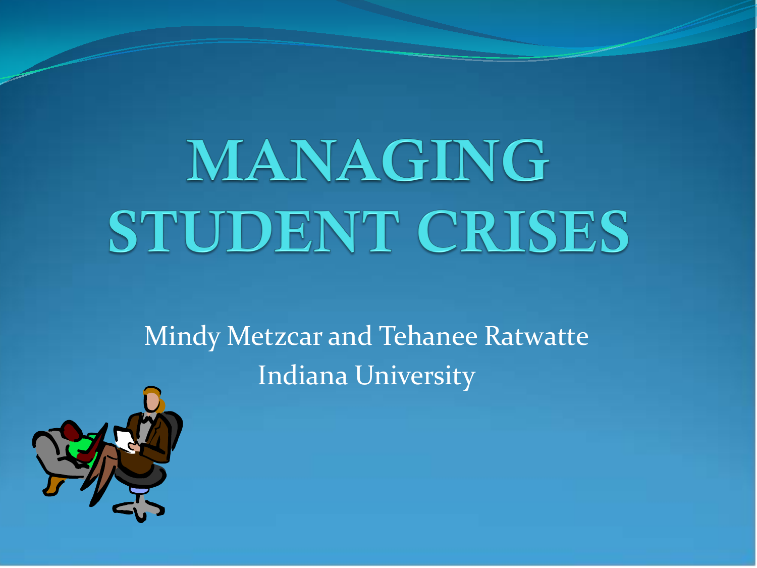# MANAGING STUDENT CRISES

Mindy Metzcar and Tehanee Ratwatte

Indiana University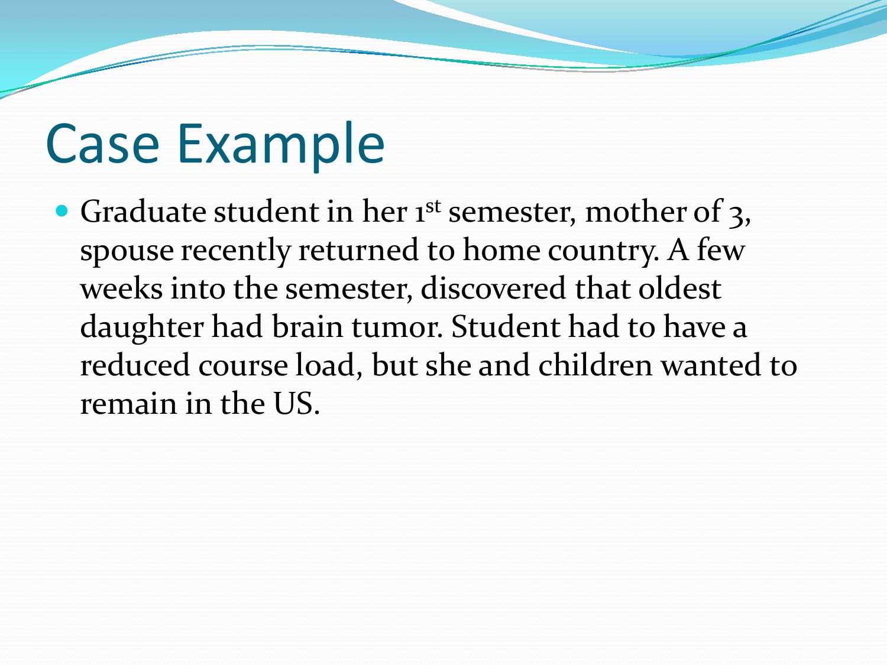# Case Example

- Graduate student in her 1st semester, mother of 3, spouse recently returned to home country. A few weeks into the semester, discovered that oldest daughter had brain tumor. Student had to have a reduced course load, but she and children wanted to remain in the US.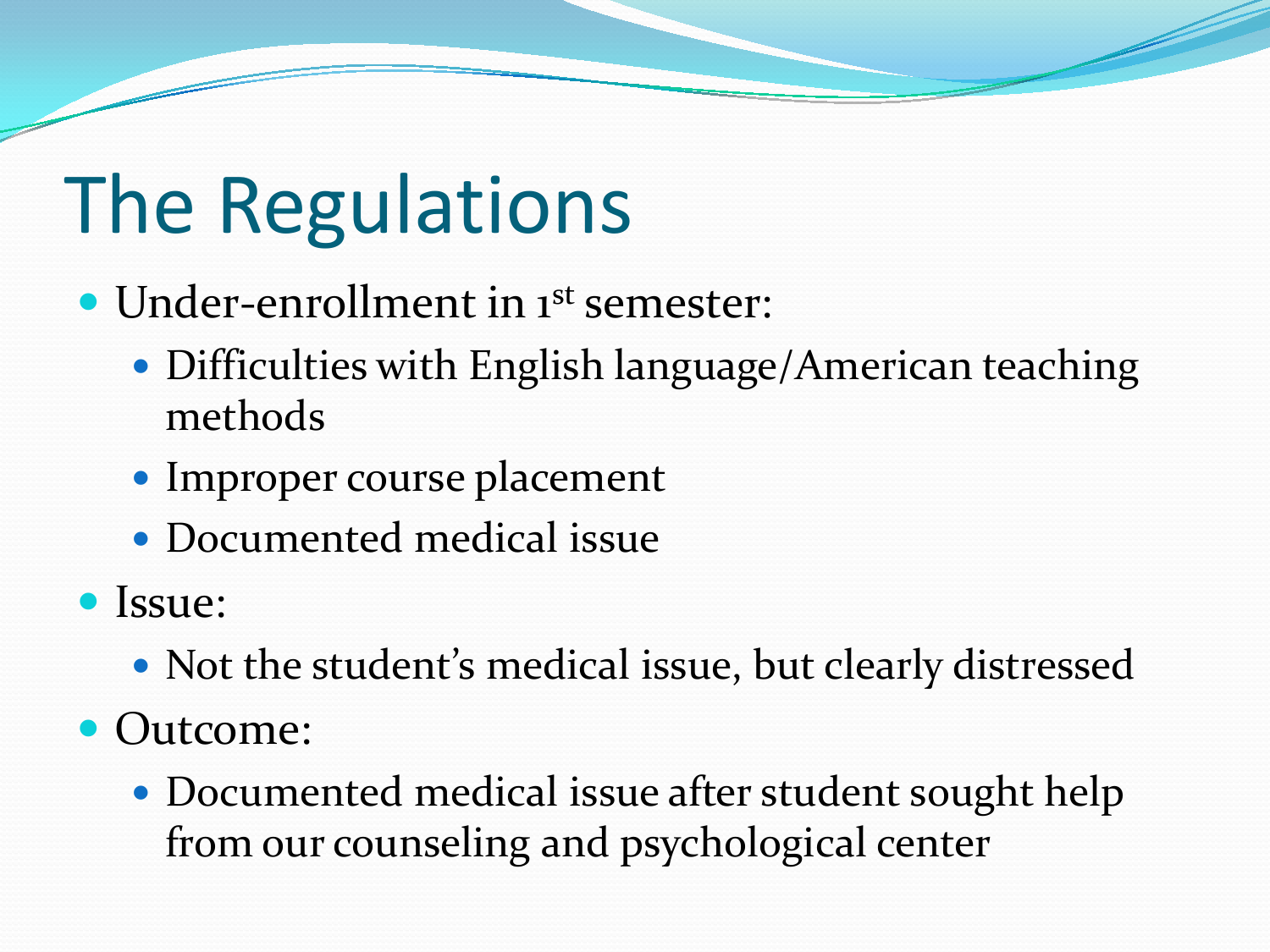# The Regulations

- Under-enrollment in 1st semester:
  - Difficulties with English language/American teaching methods
  - Improper course placement
  - Documented medical issue
- Issue:
  - Not the student's medical issue, but clearly distressed
- Outcome:
  - Documented medical issue after student sought help from our counseling and psychological center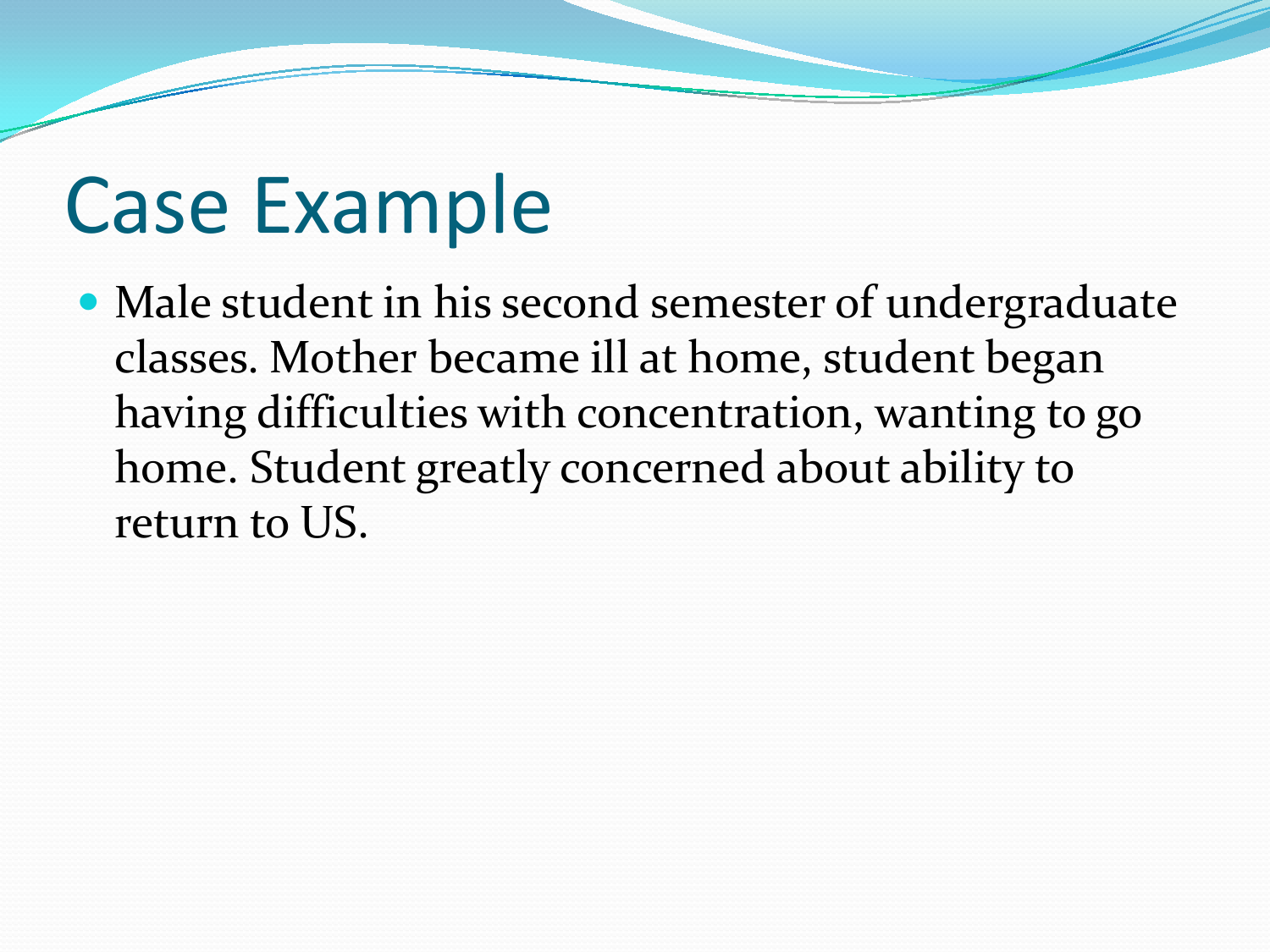# Case Example

- Male student in his second semester of undergraduate classes. Mother became ill at home, student began having difficulties with concentration, wanting to go home. Student greatly concerned about ability to return to US.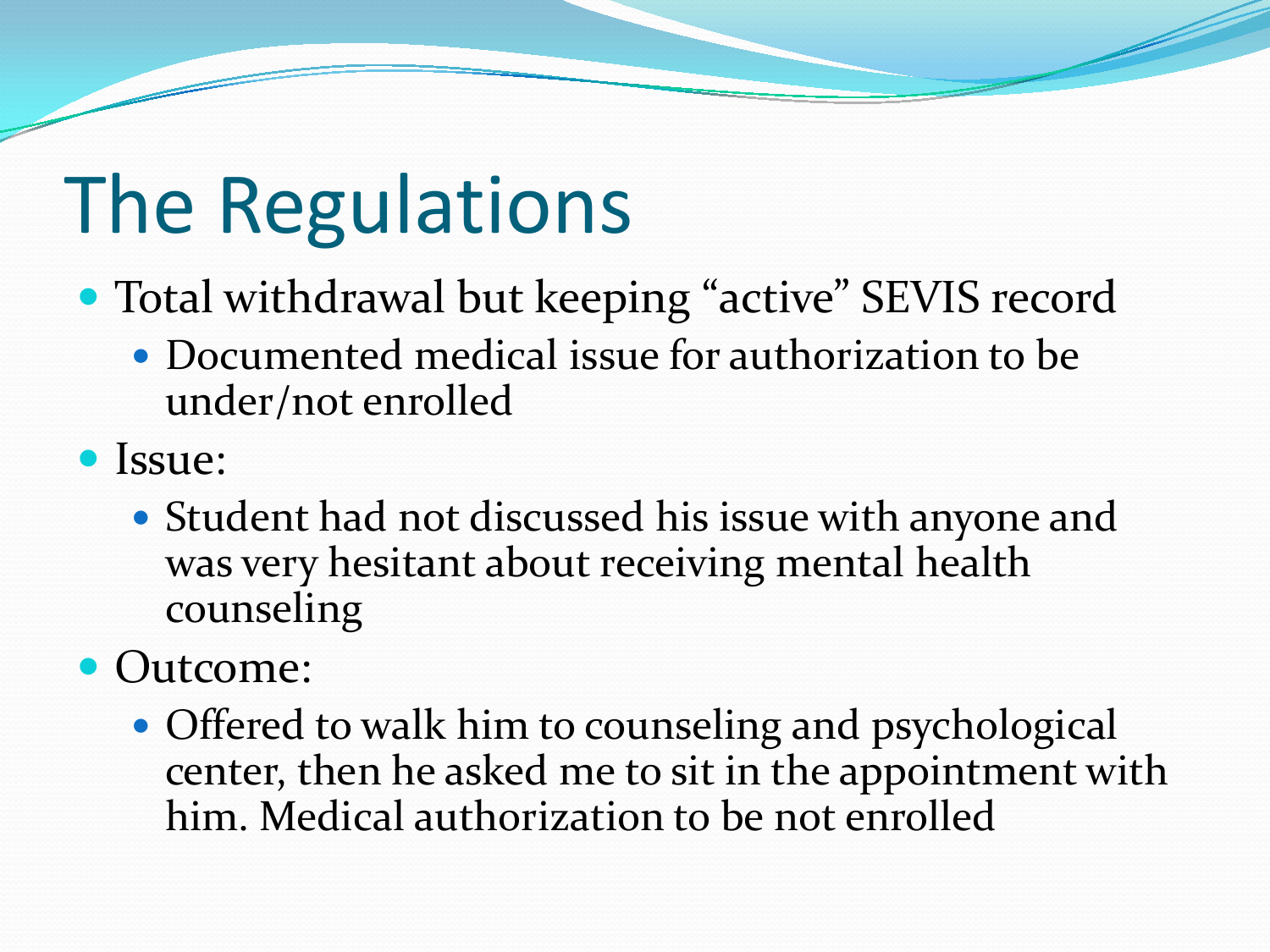# The Regulations

- Total withdrawal but keeping "active" SEVIS record
  - Documented medical issue for authorization to be under/not enrolled
- Issue:
  - Student had not discussed his issue with anyone and was very hesitant about receiving mental health counseling
- Outcome:
  - Offered to walk him to counseling and psychological center, then he asked me to sit in the appointment with him. Medical authorization to be not enrolled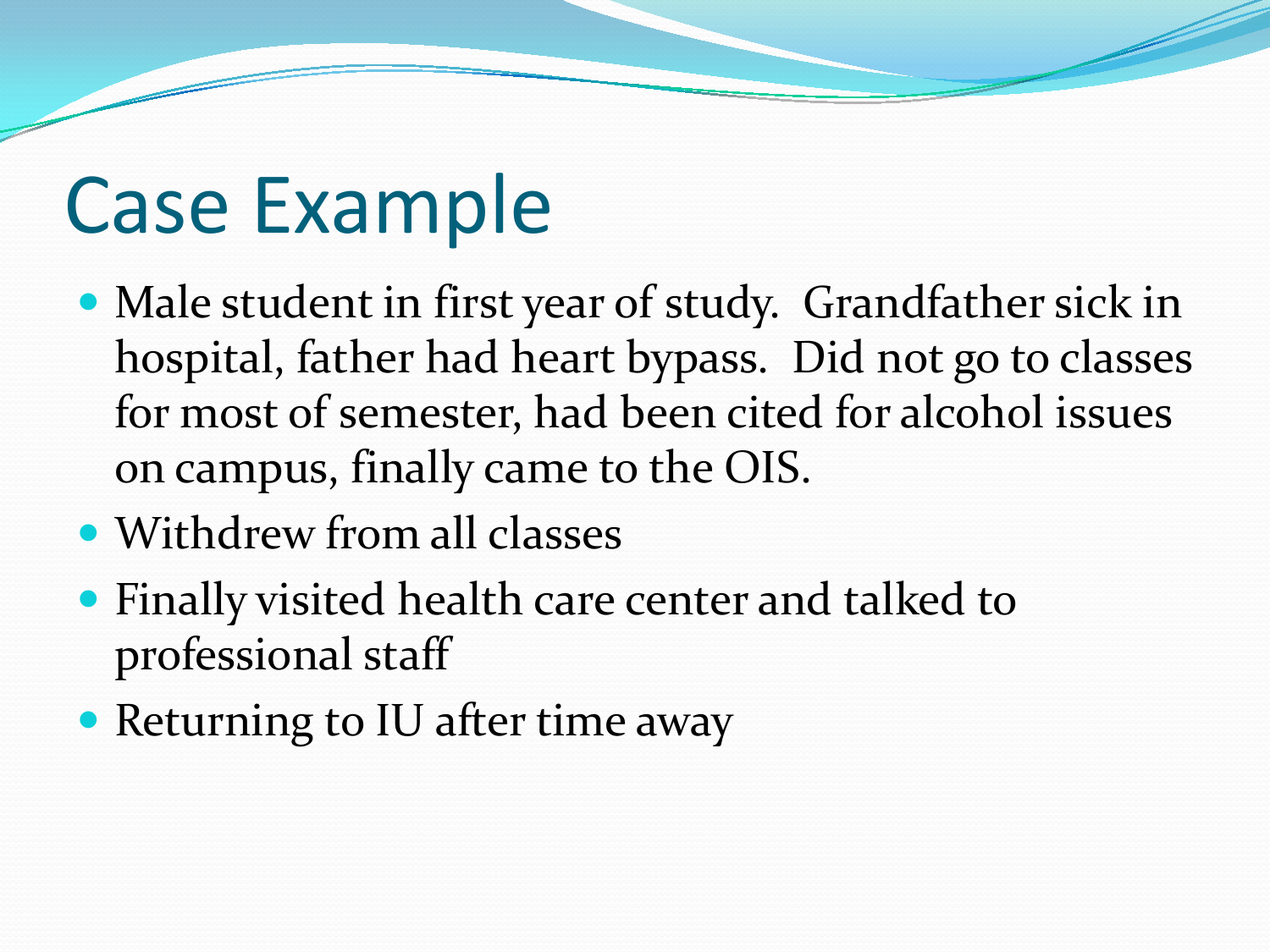# Case Example

- Male student in first year of study.  Grandfather sick in hospital, father had heart bypass.  Did not go to classes for most of semester, had been cited for alcohol issues on campus, finally came to the OIS.
- Withdrew from all classes
- Finally visited health care center and talked to professional staff
- Returning to IU after time away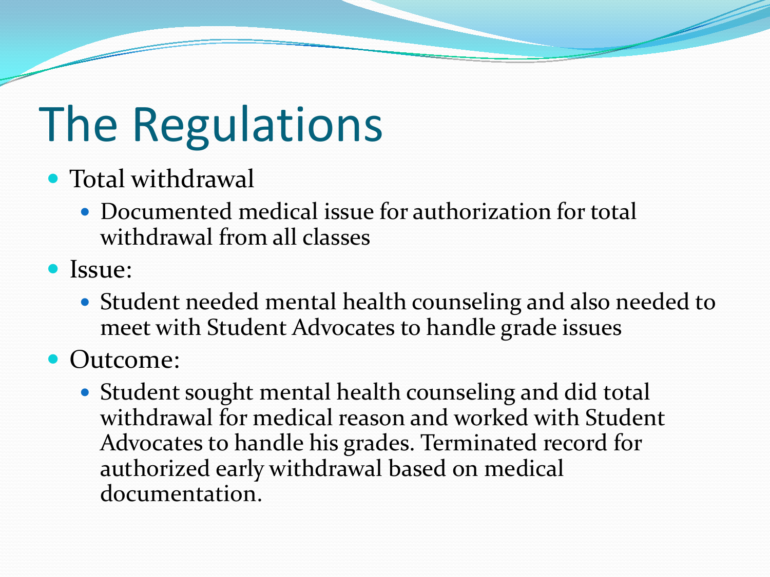# The Regulations

- Total withdrawal
  - Documented medical issue for authorization for total withdrawal from all classes
- Issue:
  - Student needed mental health counseling and also needed to meet with Student Advocates to handle grade issues
- Outcome:
  - Student sought mental health counseling and did total withdrawal for medical reason and worked with Student Advocates to handle his grades. Terminated record for authorized early withdrawal based on medical documentation.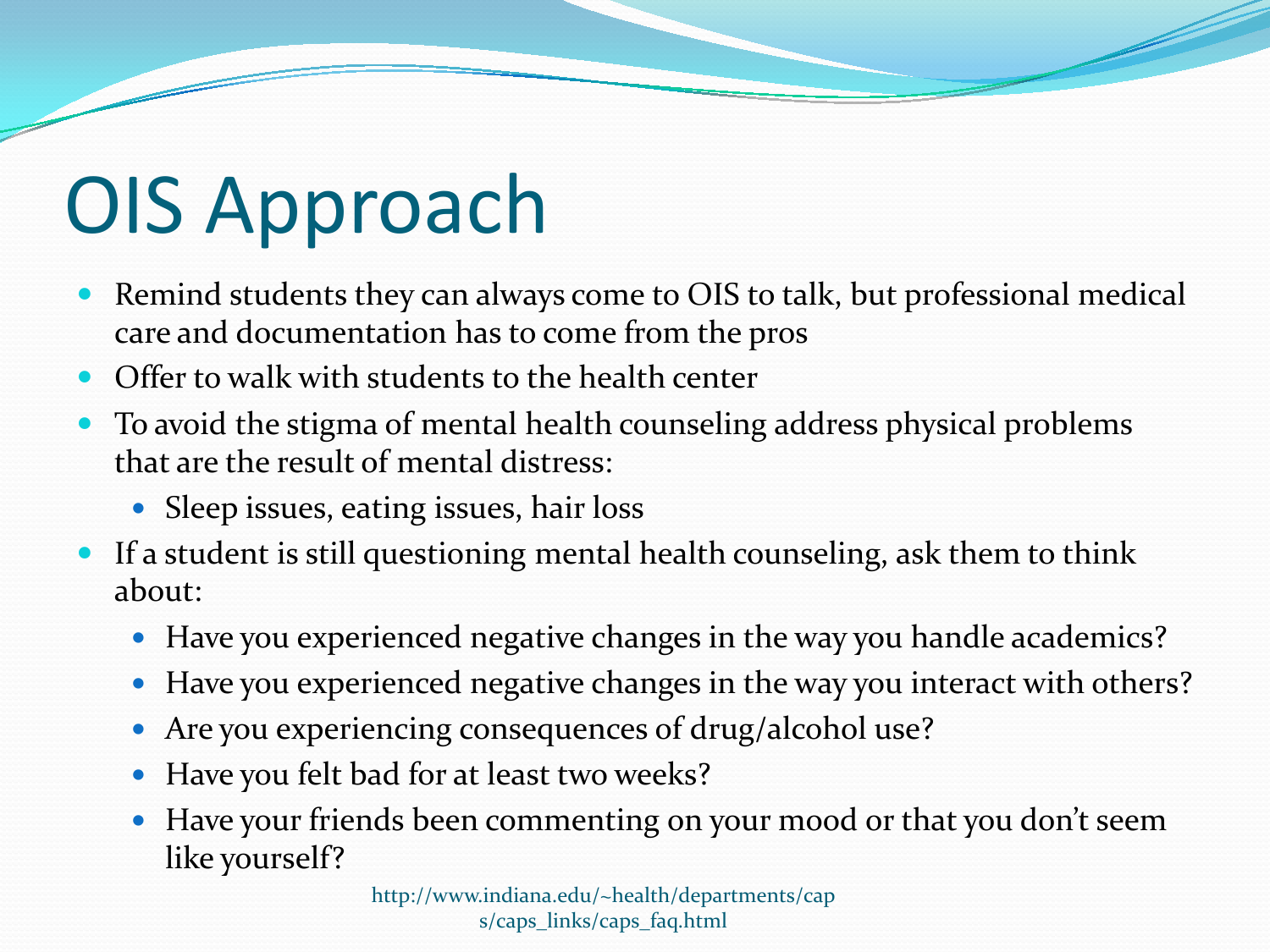# OIS Approach

- Remind students they can always come to OIS to talk, but professional medical care and documentation has to come from the pros
- Offer to walk with students to the health center
- To avoid the stigma of mental health counseling address physical problems that are the result of mental distress:
  - Sleep issues, eating issues, hair loss
- If a student is still questioning mental health counseling, ask them to think about:
  - Have you experienced negative changes in the way you handle academics?
  - Have you experienced negative changes in the way you interact with others?
  - Are you experiencing consequences of drug/alcohol use?
  - Have you felt bad for at least two weeks?
  - Have your friends been commenting on your mood or that you don't seem like yourself?

http://www.indiana.edu/~health/departments/caps/caps_links/caps_faq.html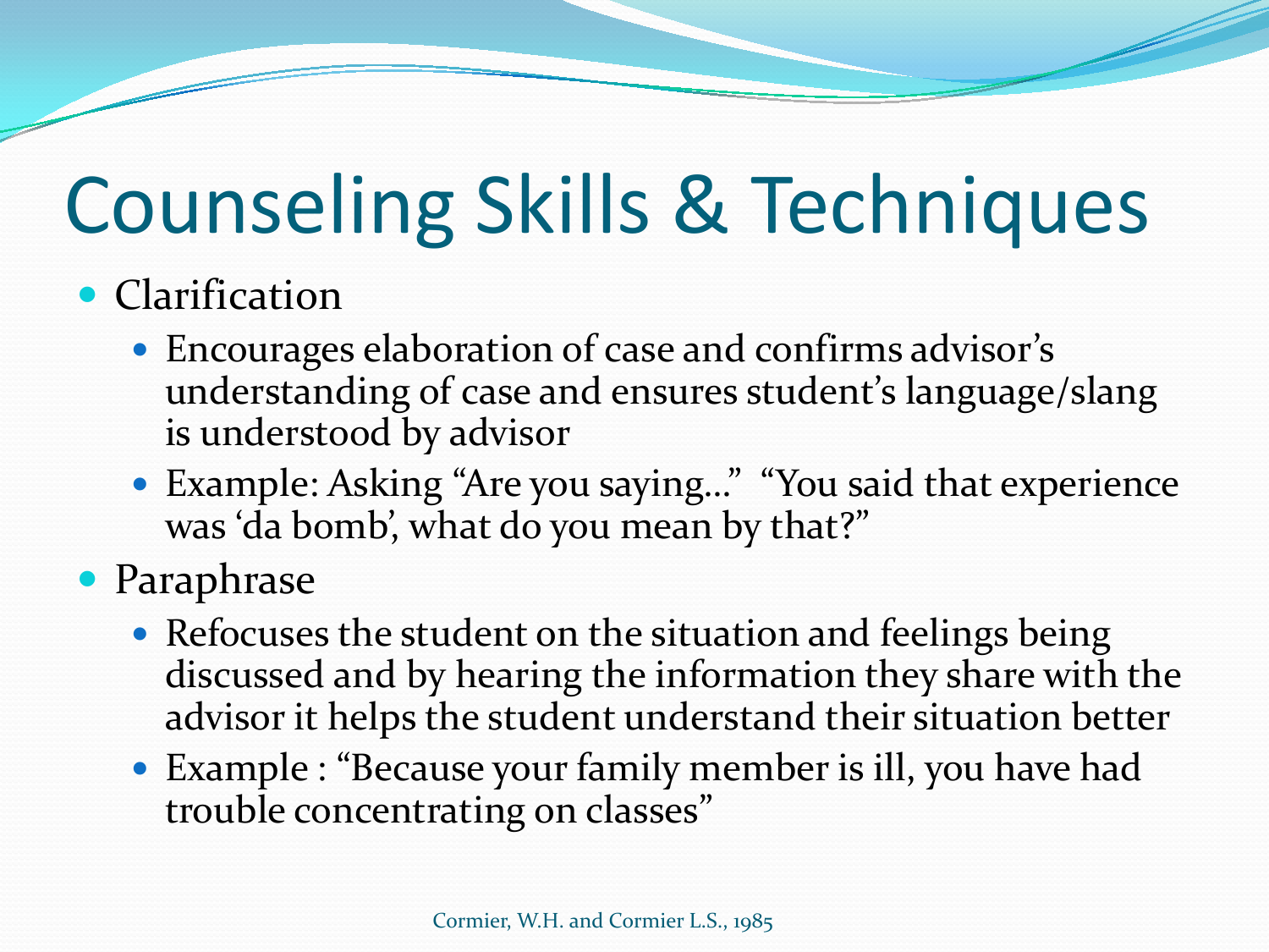# Counseling Skills & Techniques

- Clarification
  - Encourages elaboration of case and confirms advisor's understanding of case and ensures student's language/slang is understood by advisor
  - Example: Asking "Are you saying…" "You said that experience was 'da bomb', what do you mean by that?"
- Paraphrase
  - Refocuses the student on the situation and feelings being discussed and by hearing the information they share with the advisor it helps the student understand their situation better
  - Example : "Because your family member is ill, you have had trouble concentrating on classes"

Cormier, W.H. and Cormier L.S., 1985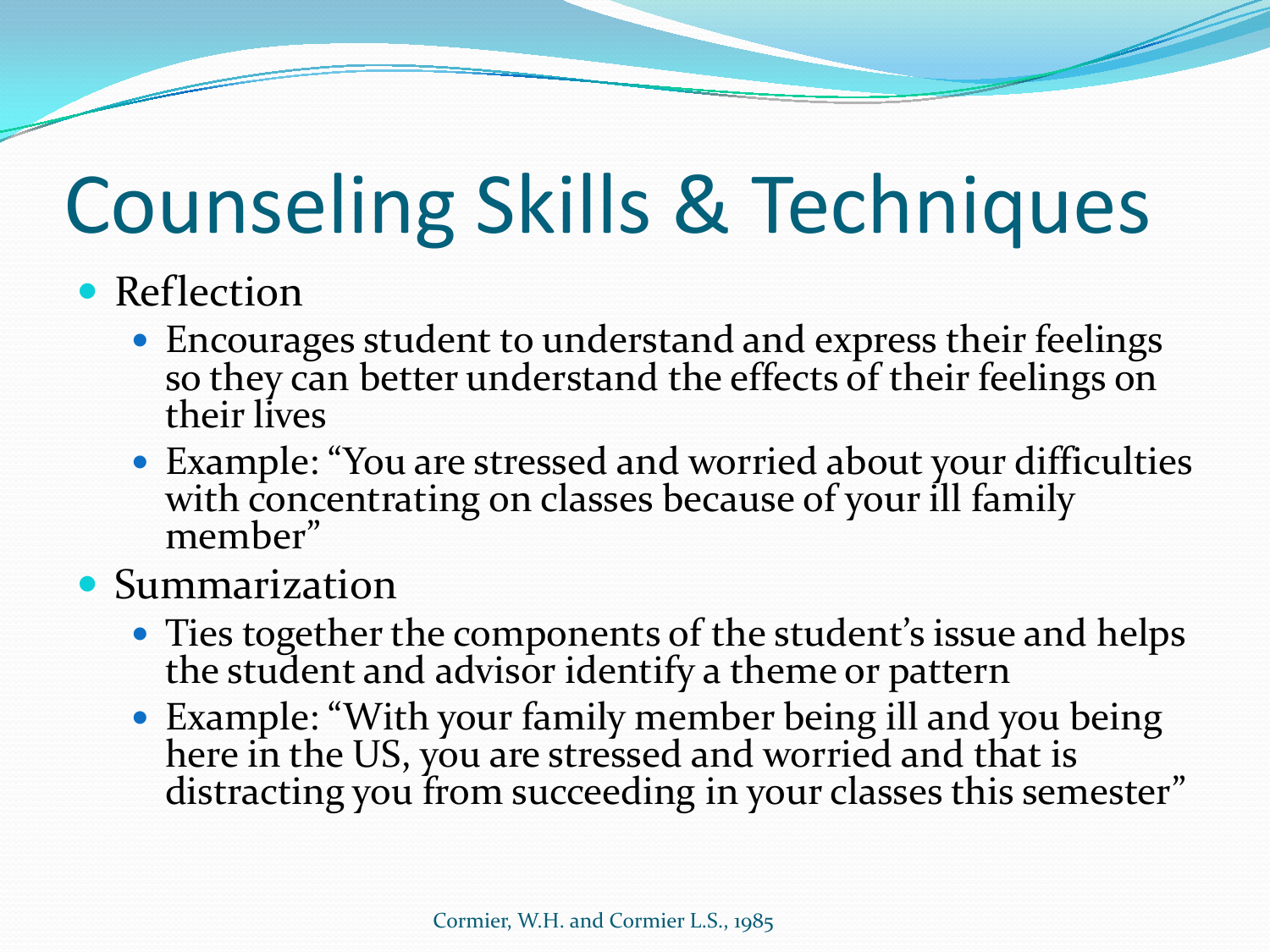# Counseling Skills & Techniques

- Reflection
  - Encourages student to understand and express their feelings so they can better understand the effects of their feelings on their lives
  - Example: "You are stressed and worried about your difficulties with concentrating on classes because of your ill family member"
- Summarization
  - Ties together the components of the student's issue and helps the student and advisor identify a theme or pattern
  - Example: "With your family member being ill and you being here in the US, you are stressed and worried and that is distracting you from succeeding in your classes this semester"

Cormier, W.H. and Cormier L.S., 1985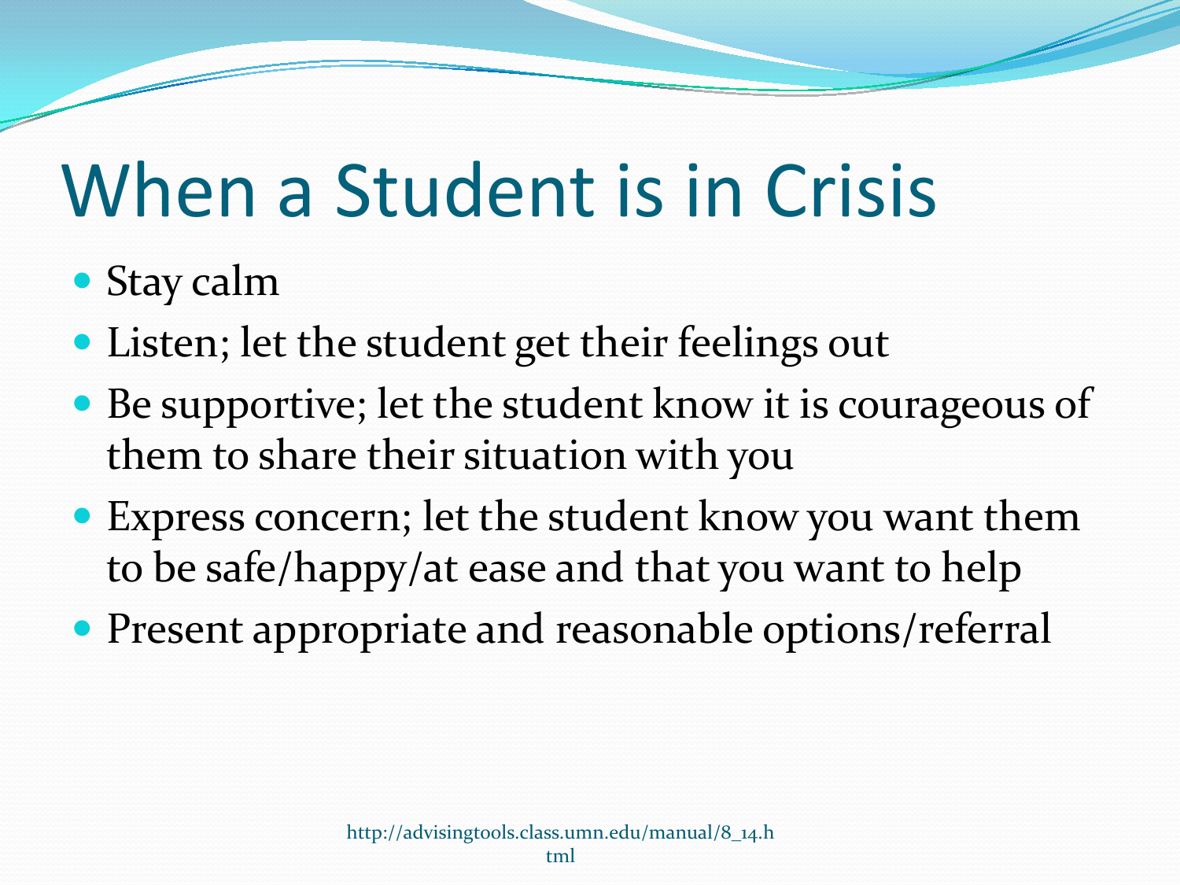# When a Student is in Crisis

- Stay calm
- Listen; let the student get their feelings out
- Be supportive; let the student know it is courageous of them to share their situation with you
- Express concern; let the student know you want them to be safe/happy/at ease and that you want to help
- Present appropriate and reasonable options/referral

http://advisingtools.class.umn.edu/manual/8_14.html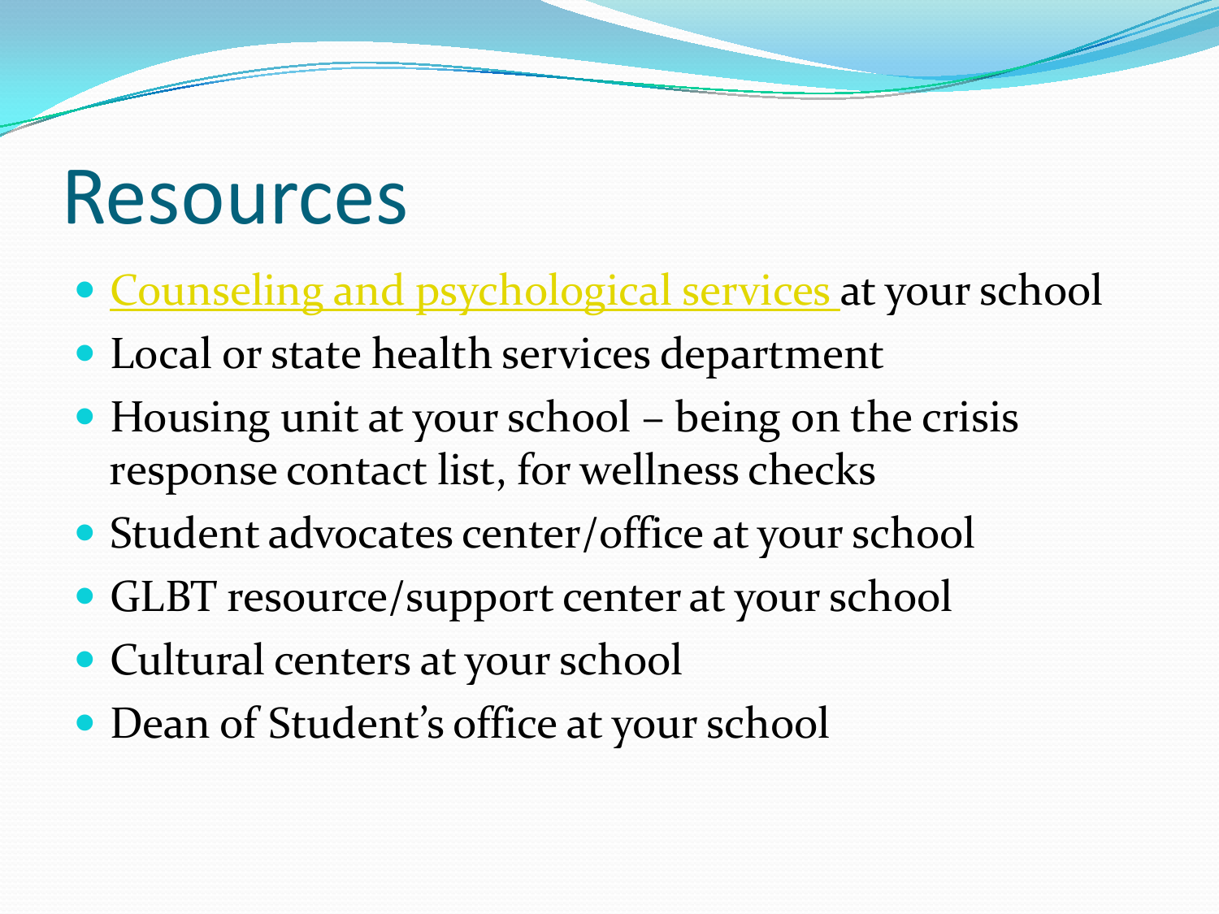# Resources

- Counseling and psychological services at your school
- Local or state health services department
- Housing unit at your school – being on the crisis response contact list, for wellness checks
- Student advocates center/office at your school
- GLBT resource/support center at your school
- Cultural centers at your school
- Dean of Student's office at your school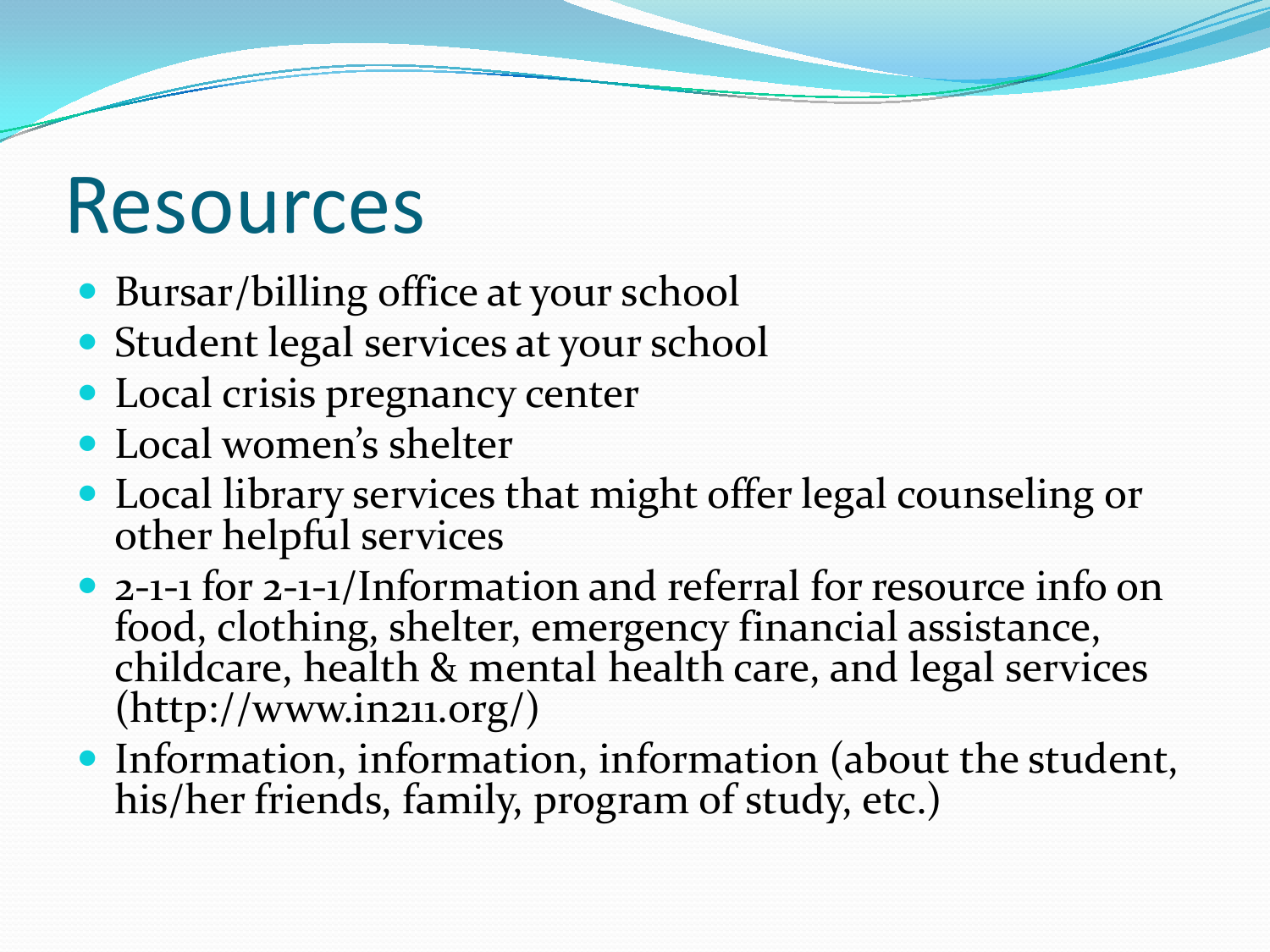# Resources

- Bursar/billing office at your school
- Student legal services at your school
- Local crisis pregnancy center
- Local women's shelter
- Local library services that might offer legal counseling or other helpful services
- 2-1-1 for 2-1-1/Information and referral for resource info on food, clothing, shelter, emergency financial assistance, childcare, health & mental health care, and legal services (http://www.in211.org/)
- Information, information, information (about the student, his/her friends, family, program of study, etc.)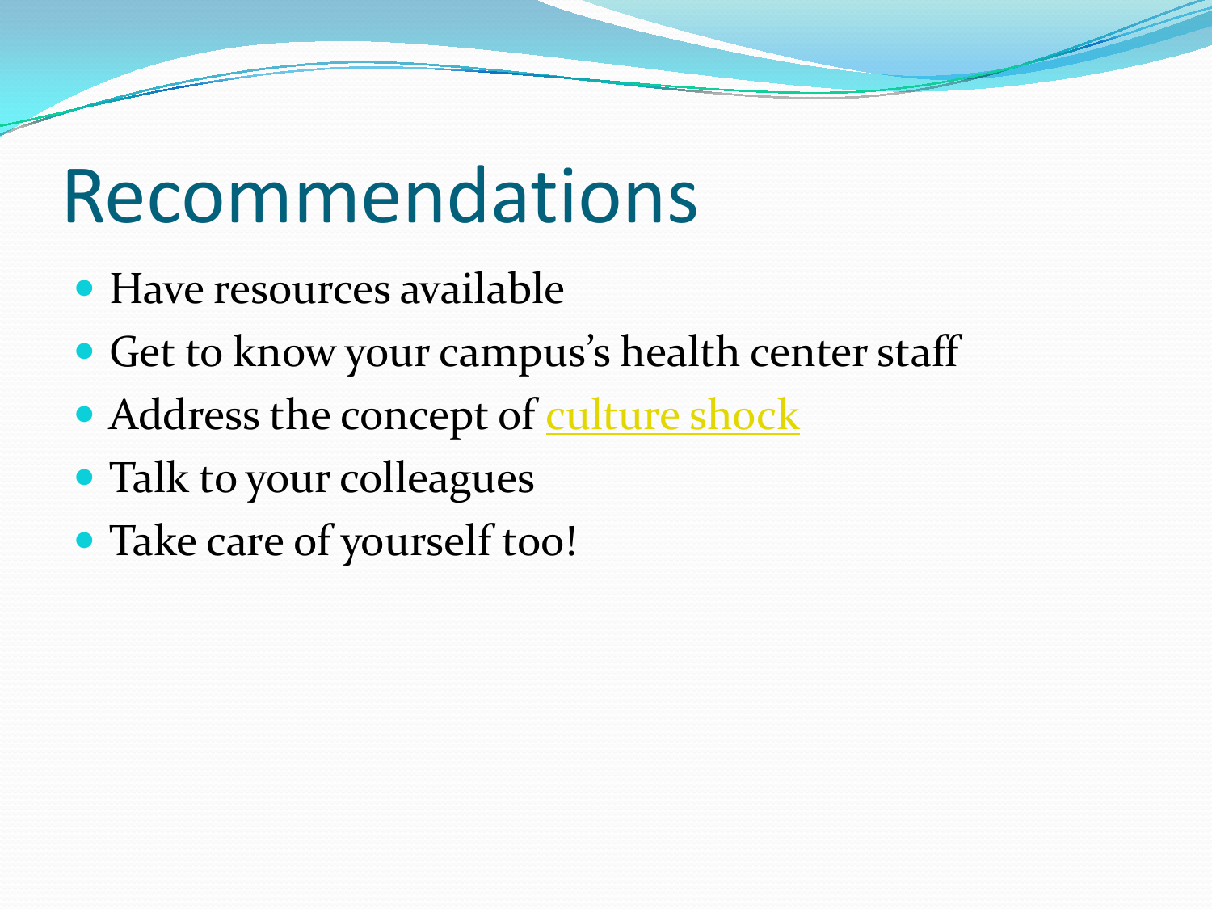# Recommendations

- Have resources available
- Get to know your campus's health center staff
- Address the concept of culture shock
- Talk to your colleagues
- Take care of yourself too!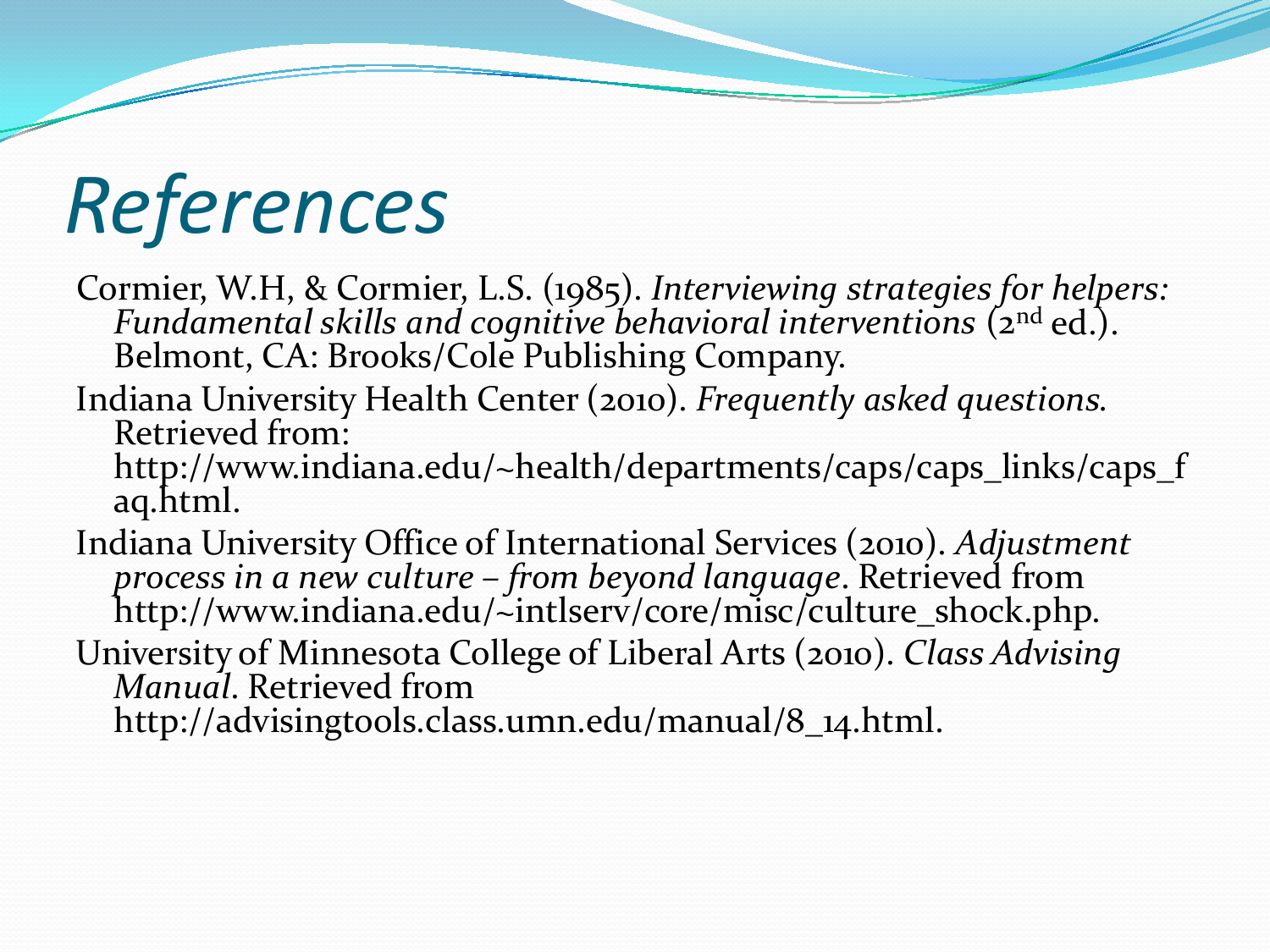# References

Cormier, W.H, & Cormier, L.S. (1985). *Interviewing strategies for helpers: Fundamental skills and cognitive behavioral interventions* (2nd ed.). Belmont, CA: Brooks/Cole Publishing Company.

Indiana University Health Center (2010). *Frequently asked questions.* Retrieved from: http://www.indiana.edu/~health/departments/caps/caps_links/caps_faq.html.

Indiana University Office of International Services (2010). *Adjustment process in a new culture – from beyond language*. Retrieved from http://www.indiana.edu/~intlserv/core/misc/culture_shock.php.

University of Minnesota College of Liberal Arts (2010). *Class Advising Manual*. Retrieved from http://advisingtools.class.umn.edu/manual/8_14.html.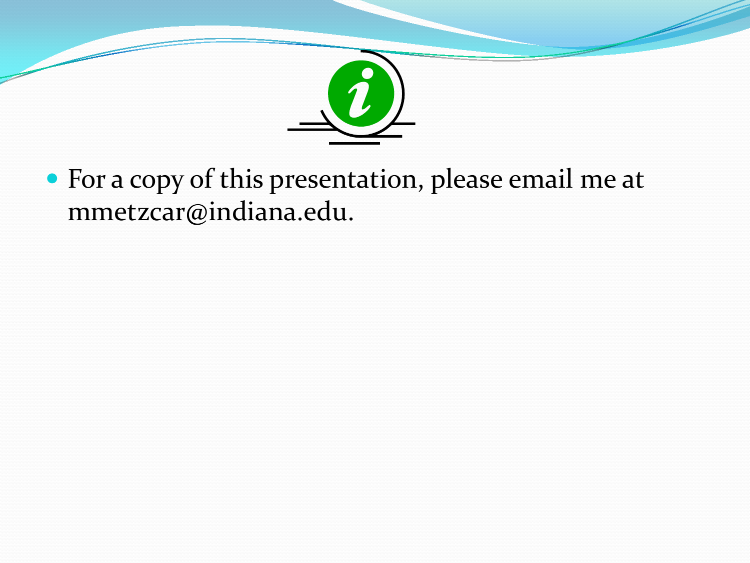- For a copy of this presentation, please email me at mmetzcar@indiana.edu.